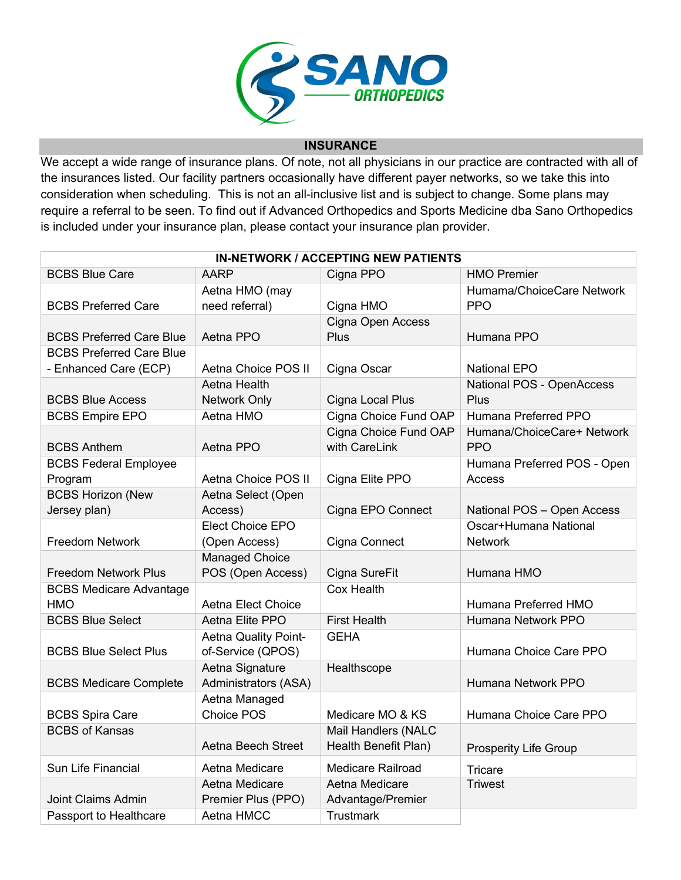SANO ORTHOPEDICS

## INSURANCE

We accept a wide range of insurance plans. Of note, not all physicians in our practice are contracted with all of the insurances listed. Our facility partners occasionally have different payer networks, so we take this into consideration when scheduling. This is not an all-inclusive list and is subject to change. Some plans may require a referral to be seen. To find out if Advanced Orthopedics and Sports Medicine dba Sano Orthopedics is included under your insurance plan, please contact your insurance plan provider.

| IN-NETWORK / ACCEPTING NEW PATIENTS | | | |
|---|---|---|---|
| BCBS Blue Care | AARP | Cigna PPO | HMO Premier |
| BCBS Preferred Care | Aetna HMO (may need referral) | Cigna HMO | Humama/ChoiceCare Network PPO |
| BCBS Preferred Care Blue | Aetna PPO | Cigna Open Access Plus | Humana PPO |
| BCBS Preferred Care Blue - Enhanced Care (ECP) | Aetna Choice POS II | Cigna Oscar | National EPO |
| BCBS Blue Access | Aetna Health Network Only | Cigna Local Plus | National POS - OpenAccess Plus |
| BCBS Empire EPO | Aetna HMO | Cigna Choice Fund OAP | Humana Preferred PPO |
| BCBS Anthem | Aetna PPO | Cigna Choice Fund OAP with CareLink | Humana/ChoiceCare+ Network PPO |
| BCBS Federal Employee Program | Aetna Choice POS II | Cigna Elite PPO | Humana Preferred POS - Open Access |
| BCBS Horizon (New Jersey plan) | Aetna Select (Open Access) | Cigna EPO Connect | National POS – Open Access |
| Freedom Network | Elect Choice EPO (Open Access) | Cigna Connect | Oscar+Humana National Network |
| Freedom Network Plus | Managed Choice POS (Open Access) | Cigna SureFit | Humana HMO |
| BCBS Medicare Advantage HMO | Aetna Elect Choice | Cox Health | Humana Preferred HMO |
| BCBS Blue Select | Aetna Elite PPO | First Health | Humana Network PPO |
| BCBS Blue Select Plus | Aetna Quality Point-of-Service (QPOS) | GEHA | Humana Choice Care PPO |
| BCBS Medicare Complete | Aetna Signature Administrators (ASA) | Healthscope | Humana Network PPO |
| BCBS Spira Care | Aetna Managed Choice POS | Medicare MO & KS | Humana Choice Care PPO |
| BCBS of Kansas | Aetna Beech Street | Mail Handlers (NALC Health Benefit Plan) | Prosperity Life Group |
| Sun Life Financial | Aetna Medicare | Medicare Railroad | Tricare |
| Joint Claims Admin | Aetna Medicare Premier Plus (PPO) | Aetna Medicare Advantage/Premier | Triwest |
| Passport to Healthcare | Aetna HMCC | Trustmark | |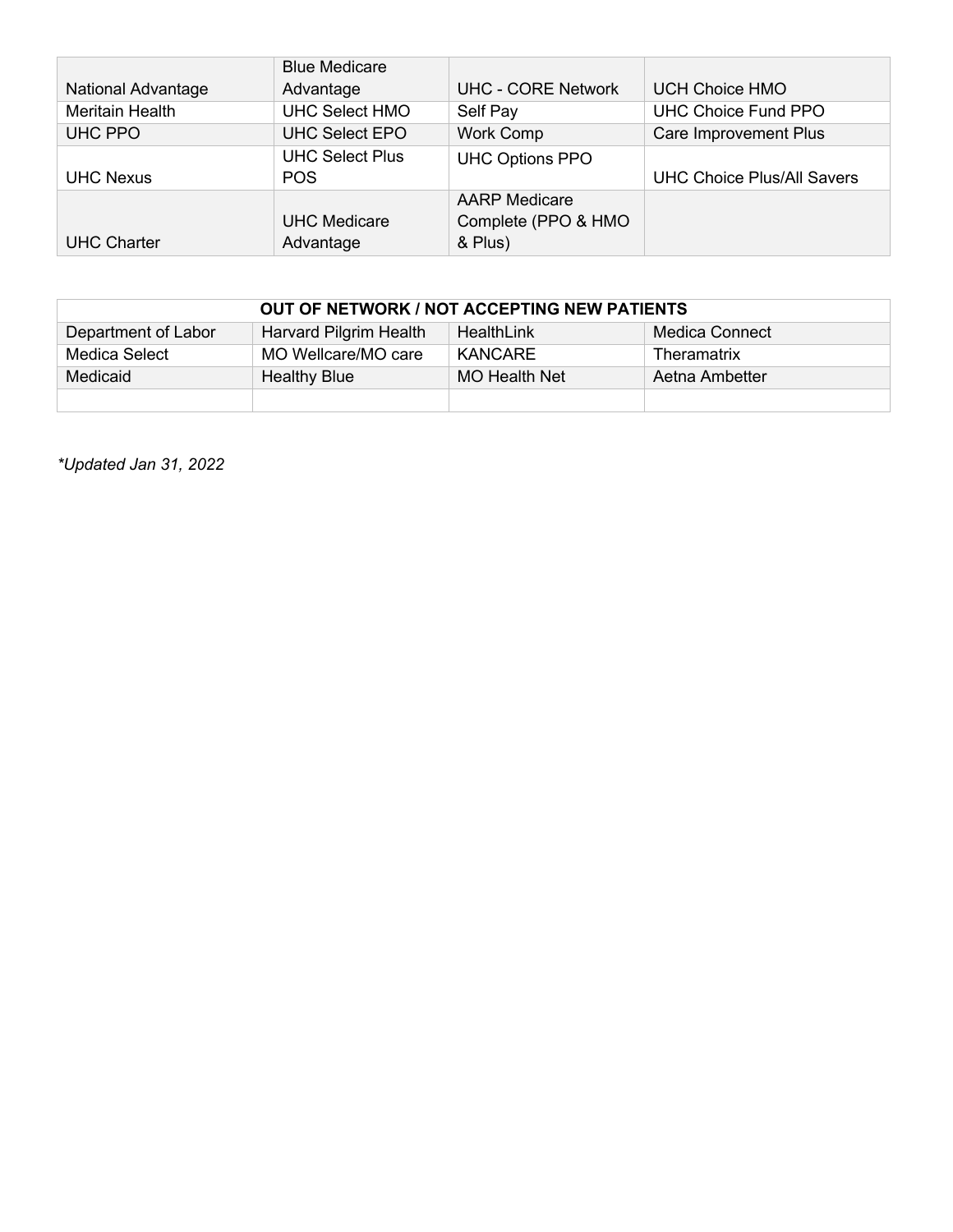| | | | |
|---|---|---|---|
| National Advantage | Blue Medicare Advantage | UHC - CORE Network | UCH Choice HMO |
| Meritain Health | UHC Select HMO | Self Pay | UHC Choice Fund PPO |
| UHC PPO | UHC Select EPO | Work Comp | Care Improvement Plus |
| UHC Nexus | UHC Select Plus POS | UHC Options PPO | UHC Choice Plus/All Savers |
| UHC Charter | UHC Medicare Advantage | AARP Medicare Complete (PPO & HMO & Plus) | |

| **OUT OF NETWORK / NOT ACCEPTING NEW PATIENTS** | | | |
|---|---|---|---|
| Department of Labor | Harvard Pilgrim Health | HealthLink | Medica Connect |
| Medica Select | MO Wellcare/MO care | KANCARE | Theramatrix |
| Medicaid | Healthy Blue | MO Health Net | Aetna Ambetter |
| | | | |

*\*Updated Jan 31, 2022*